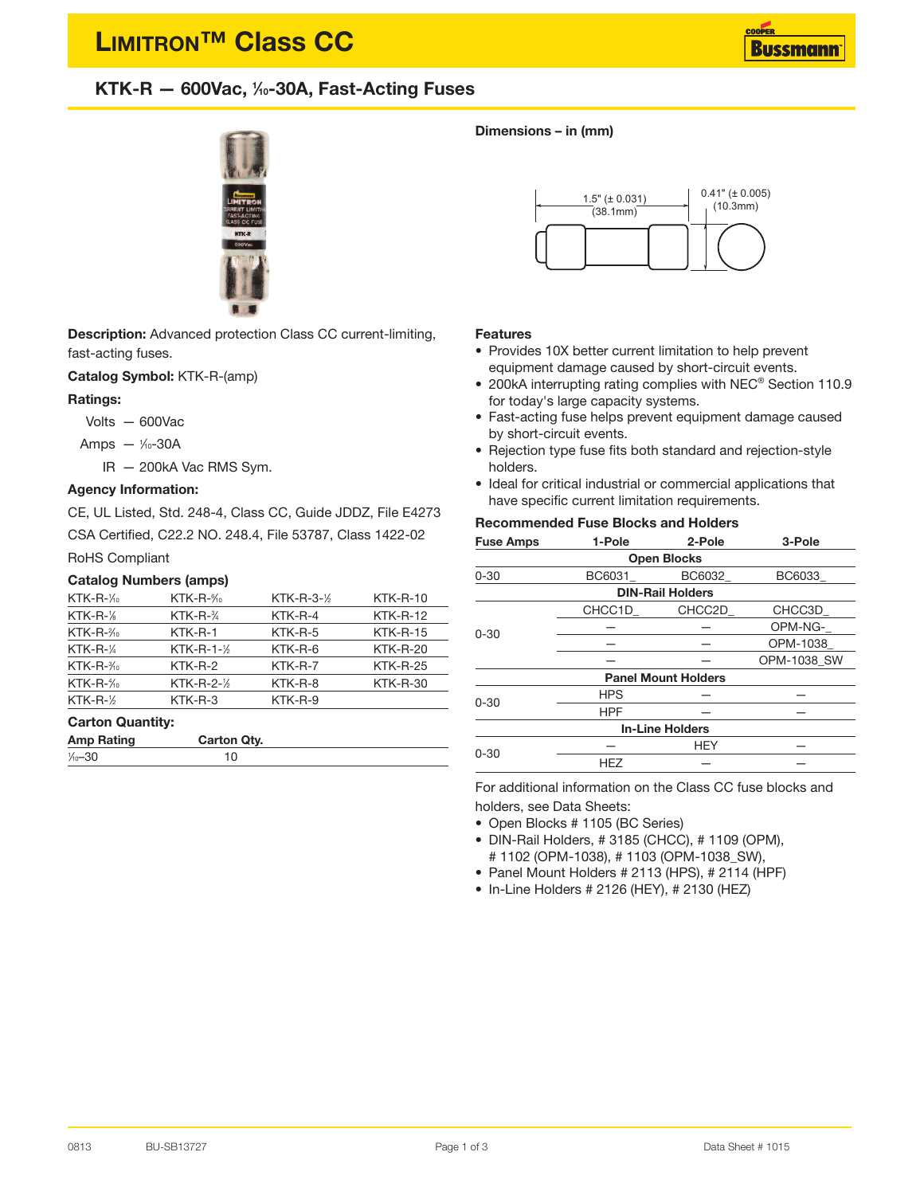# LIMITRON™ Class CC

## KTK-R — 600Vac, 1⁄10-30A, Fast-Acting Fuses

**Description:** Advanced protection Class CC current-limiting, fast-acting fuses.

**Catalog Symbol:** KTK-R-(amp)

**Ratings:**

- Volts — 600Vac
- Amps — 1⁄10-30A
- IR — 200kA Vac RMS Sym.

**Agency Information:**

CE, UL Listed, Std. 248-4, Class CC, Guide JDDZ, File E4273

CSA Certified, C22.2 NO. 248.4, File 53787, Class 1422-02

RoHS Compliant

### Catalog Numbers (amps)

| | | | |
|---|---|---|---|
| KTK-R-1⁄10 | KTK-R-6⁄10 | KTK-R-3-1⁄2 | KTK-R-10 |
| KTK-R-1⁄8 | KTK-R-3⁄4 | KTK-R-4 | KTK-R-12 |
| KTK-R-2⁄10 | KTK-R-1 | KTK-R-5 | KTK-R-15 |
| KTK-R-1⁄4 | KTK-R-1-1⁄2 | KTK-R-6 | KTK-R-20 |
| KTK-R-3⁄10 | KTK-R-2 | KTK-R-7 | KTK-R-25 |
| KTK-R-4⁄10 | KTK-R-2-1⁄2 | KTK-R-8 | KTK-R-30 |
| KTK-R-1⁄2 | KTK-R-3 | KTK-R-9 | |

### Carton Quantity:

| Amp Rating | Carton Qty. |
|---|---|
| 1⁄10–30 | 10 |

### Dimensions – in (mm)

1.5" (± 0.031) (38.1mm)

0.41" (± 0.005) (10.3mm)

### Features

- Provides 10X better current limitation to help prevent equipment damage caused by short-circuit events.
- 200kA interrupting rating complies with NEC® Section 110.9 for today's large capacity systems.
- Fast-acting fuse helps prevent equipment damage caused by short-circuit events.
- Rejection type fuse fits both standard and rejection-style holders.
- Ideal for critical industrial or commercial applications that have specific current limitation requirements.

### Recommended Fuse Blocks and Holders

| Fuse Amps | 1-Pole | 2-Pole | 3-Pole |
|---|---|---|---|
| | **Open Blocks** | | |
| 0-30 | BC6031_ | BC6032_ | BC6033_ |
| | **DIN-Rail Holders** | | |
| 0-30 | CHCC1D_ | CHCC2D_ | CHCC3D_ |
| | — | — | OPM-NG-_ |
| | — | — | OPM-1038_ |
| | — | — | OPM-1038_SW |
| | **Panel Mount Holders** | | |
| 0-30 | HPS | — | — |
| | HPF | — | — |
| | **In-Line Holders** | | |
| 0-30 | — | HEY | — |
| | HEZ | — | — |

For additional information on the Class CC fuse blocks and holders, see Data Sheets:

- Open Blocks # 1105 (BC Series)
- DIN-Rail Holders, # 3185 (CHCC), # 1109 (OPM), # 1102 (OPM-1038), # 1103 (OPM-1038_SW),
- Panel Mount Holders # 2113 (HPS), # 2114 (HPF)
- In-Line Holders # 2126 (HEY), # 2130 (HEZ)

0813 BU-SB13727 Data Sheet # 1015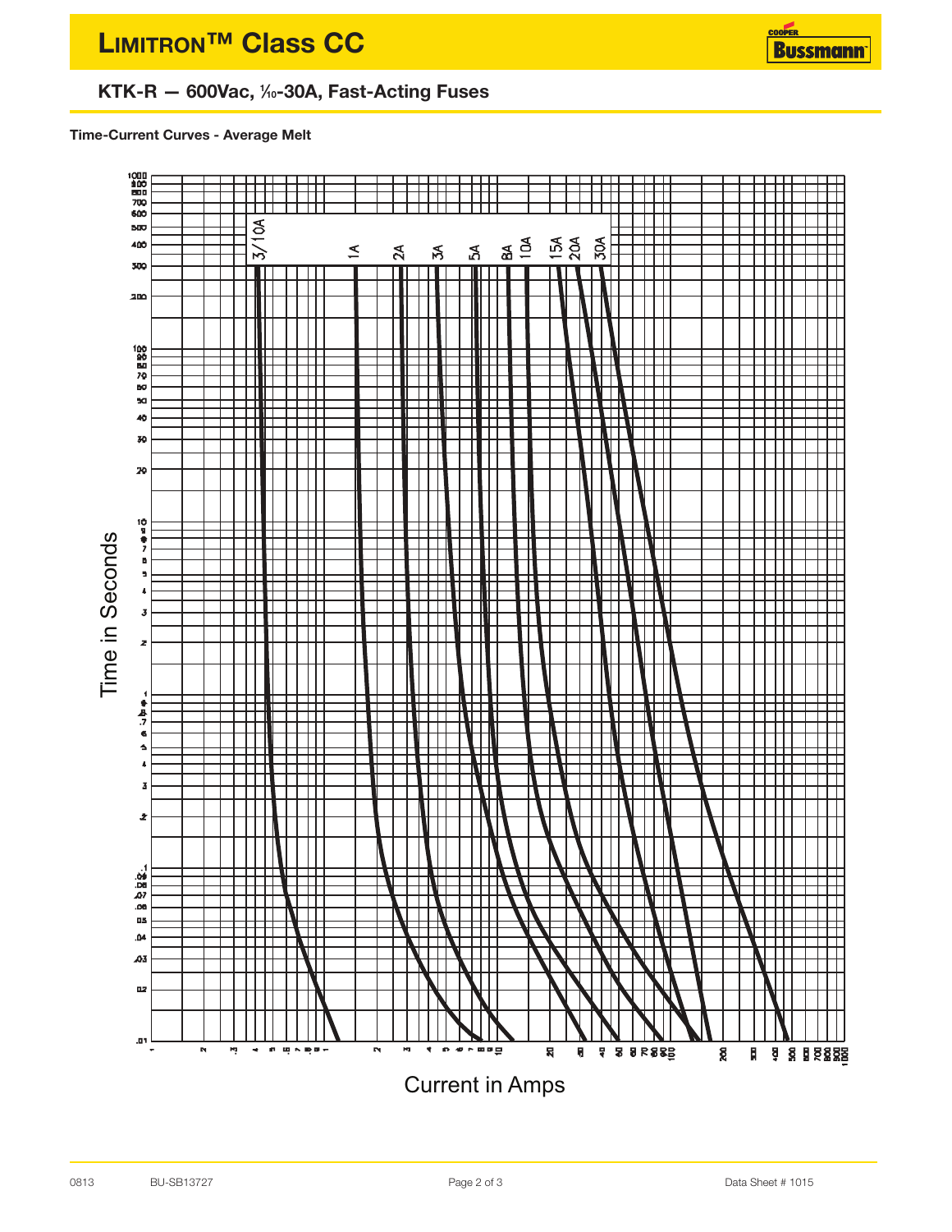# LIMITRON™ Class CC

## KTK-R — 600Vac, 1/10-30A, Fast-Acting Fuses

### Time-Current Curves - Average Melt

Time in Seconds

3/10A 1A 2A 3A 5A 8A 10A 15A 20A 30A

Current in Amps

0813 BU-SB13727 Data Sheet # 1015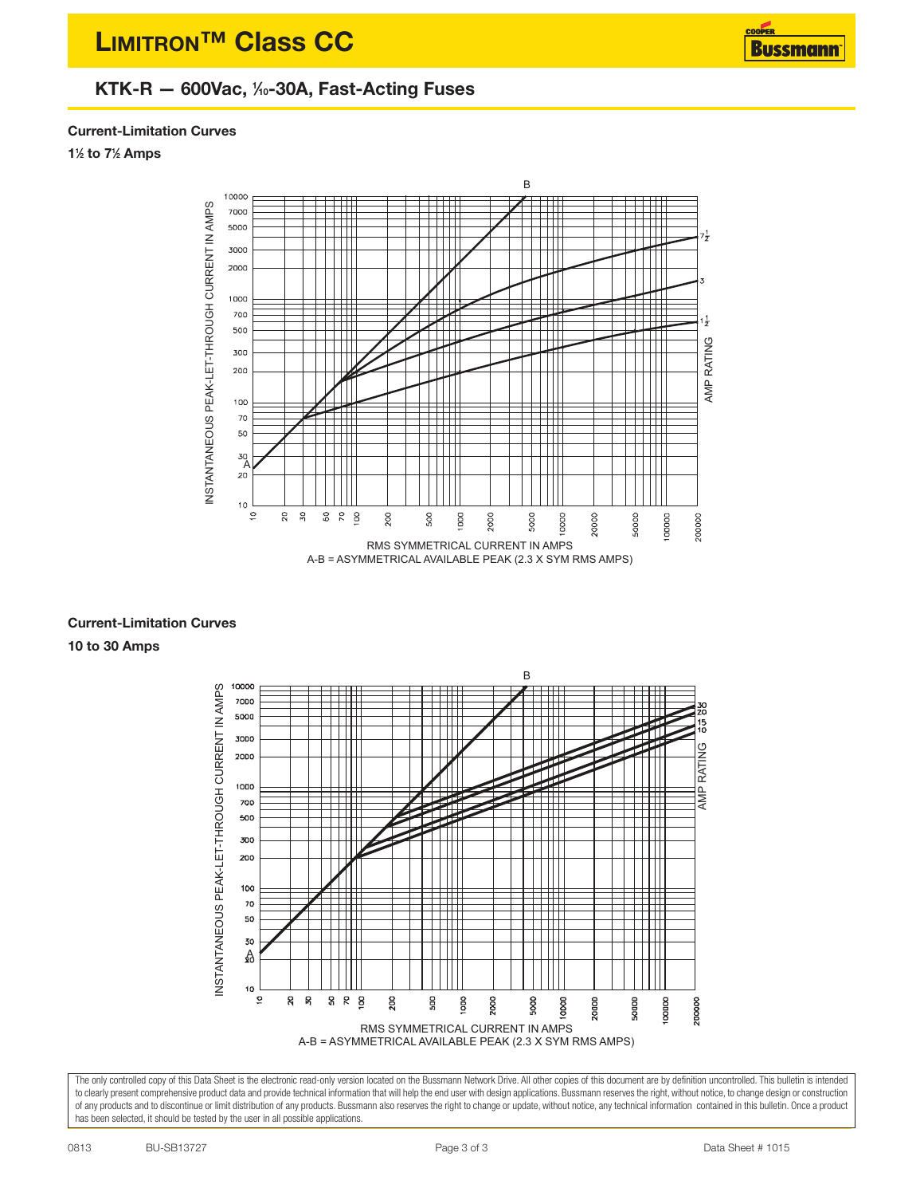# LIMITRON™ Class CC

## KTK-R — 600Vac, 1⁄10-30A, Fast-Acting Fuses

### Current-Limitation Curves

**1½ to 7½ Amps**

B

INSTANTANEOUS PEAK-LET-THROUGH CURRENT IN AMPS

10000
7000
5000
3000
2000
1000
700
500
300
200
100
70
50
30
A
20
10

10 20 30 60 70 100 200 500 1000 2000 5000 10000 20000 50000 100000 200000

7½
3
1½

AMP RATING

RMS SYMMETRICAL CURRENT IN AMPS

A-B = ASYMMETRICAL AVAILABLE PEAK (2.3 X SYM RMS AMPS)

### Current-Limitation Curves

**10 to 30 Amps**

B

INSTANTANEOUS PEAK-LET-THROUGH CURRENT IN AMPS

10000
7000
5000
3000
2000
1000
700
500
300
200
100
70
50
30
A
20
10

10 20 30 50 70 100 200 500 1000 2000 5000 10000 20000 50000 100000 200000

30
20
15
10

AMP RATING

RMS SYMMETRICAL CURRENT IN AMPS

A-B = ASYMMETRICAL AVAILABLE PEAK (2.3 X SYM RMS AMPS)

The only controlled copy of this Data Sheet is the electronic read-only version located on the Bussmann Network Drive. All other copies of this document are by definition uncontrolled. This bulletin is intended to clearly present comprehensive product data and provide technical information that will help the end user with design applications. Bussmann reserves the right, without notice, to change design or construction of any products and to discontinue or limit distribution of any products. Bussmann also reserves the right to change or update, without notice, any technical information contained in this bulletin. Once a product has been selected, it should be tested by the user in all possible applications.

0813 BU-SB13727 Data Sheet # 1015